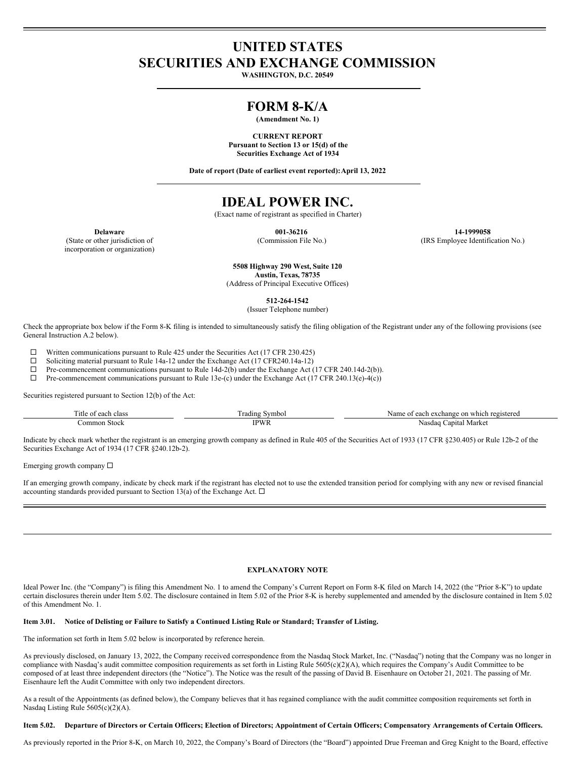# UNITED STATES
# SECURITIES AND EXCHANGE COMMISSION

**WASHINGTON, D.C. 20549**

## FORM 8-K/A

**(Amendment No. 1)**

**CURRENT REPORT**
**Pursuant to Section 13 or 15(d) of the**
**Securities Exchange Act of 1934**

**Date of report (Date of earliest event reported): April 13, 2022**

## IDEAL POWER INC.

(Exact name of registrant as specified in Charter)

| **Delaware** | **001-36216** | **14-1999058** |
|---|---|---|
| (State or other jurisdiction of incorporation or organization) | (Commission File No.) | (IRS Employee Identification No.) |

**5508 Highway 290 West, Suite 120**
**Austin, Texas, 78735**
(Address of Principal Executive Offices)

**512-264-1542**
(Issuer Telephone number)

Check the appropriate box below if the Form 8-K filing is intended to simultaneously satisfy the filing obligation of the Registrant under any of the following provisions (see General Instruction A.2 below).

☐ Written communications pursuant to Rule 425 under the Securities Act (17 CFR 230.425)
☐ Soliciting material pursuant to Rule 14a-12 under the Exchange Act (17 CFR240.14a-12)
☐ Pre-commencement communications pursuant to Rule 14d-2(b) under the Exchange Act (17 CFR 240.14d-2(b)).
☐ Pre-commencement communications pursuant to Rule 13e-(c) under the Exchange Act (17 CFR 240.13(e)-4(c))

Securities registered pursuant to Section 12(b) of the Act:

| Title of each class | Trading Symbol | Name of each exchange on which registered |
|---|---|---|
| Common Stock | IPWR | Nasdaq Capital Market |

Indicate by check mark whether the registrant is an emerging growth company as defined in Rule 405 of the Securities Act of 1933 (17 CFR §230.405) or Rule 12b-2 of the Securities Exchange Act of 1934 (17 CFR §240.12b-2).

Emerging growth company ☐

If an emerging growth company, indicate by check mark if the registrant has elected not to use the extended transition period for complying with any new or revised financial accounting standards provided pursuant to Section 13(a) of the Exchange Act. ☐

**EXPLANATORY NOTE**

Ideal Power Inc. (the "Company") is filing this Amendment No. 1 to amend the Company's Current Report on Form 8-K filed on March 14, 2022 (the "Prior 8-K") to update certain disclosures therein under Item 5.02. The disclosure contained in Item 5.02 of the Prior 8-K is hereby supplemented and amended by the disclosure contained in Item 5.02 of this Amendment No. 1.

**Item 3.01. Notice of Delisting or Failure to Satisfy a Continued Listing Rule or Standard; Transfer of Listing.**

The information set forth in Item 5.02 below is incorporated by reference herein.

As previously disclosed, on January 13, 2022, the Company received correspondence from the Nasdaq Stock Market, Inc. ("Nasdaq") noting that the Company was no longer in compliance with Nasdaq's audit committee composition requirements as set forth in Listing Rule 5605(c)(2)(A), which requires the Company's Audit Committee to be composed of at least three independent directors (the "Notice"). The Notice was the result of the passing of David B. Eisenhaure on October 21, 2021. The passing of Mr. Eisenhaure left the Audit Committee with only two independent directors.

As a result of the Appointments (as defined below), the Company believes that it has regained compliance with the audit committee composition requirements set forth in Nasdaq Listing Rule 5605(c)(2)(A).

**Item 5.02. Departure of Directors or Certain Officers; Election of Directors; Appointment of Certain Officers; Compensatory Arrangements of Certain Officers.**

As previously reported in the Prior 8-K, on March 10, 2022, the Company's Board of Directors (the "Board") appointed Drue Freeman and Greg Knight to the Board, effective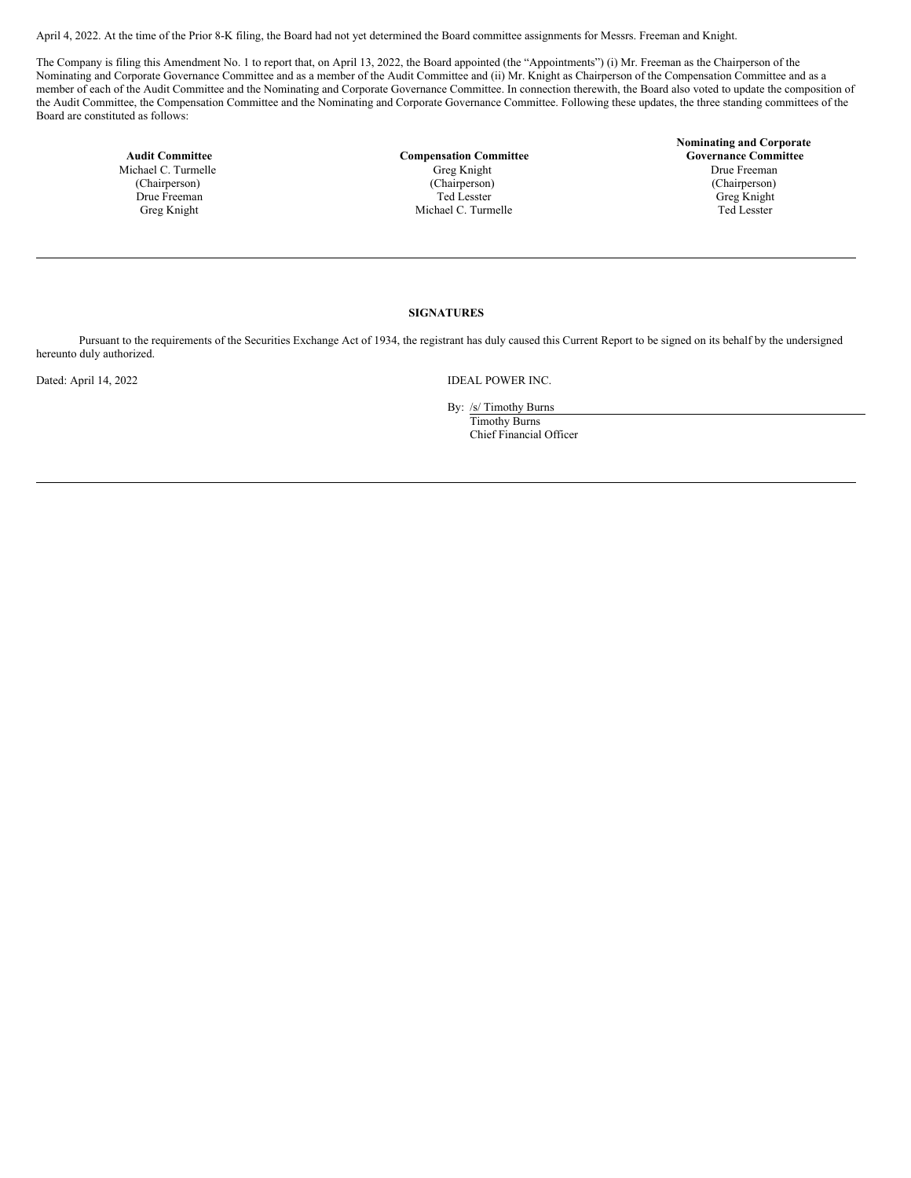April 4, 2022. At the time of the Prior 8-K filing, the Board had not yet determined the Board committee assignments for Messrs. Freeman and Knight.

The Company is filing this Amendment No. 1 to report that, on April 13, 2022, the Board appointed (the "Appointments") (i) Mr. Freeman as the Chairperson of the Nominating and Corporate Governance Committee and as a member of the Audit Committee and (ii) Mr. Knight as Chairperson of the Compensation Committee and as a member of each of the Audit Committee and the Nominating and Corporate Governance Committee. In connection therewith, the Board also voted to update the composition of the Audit Committee, the Compensation Committee and the Nominating and Corporate Governance Committee. Following these updates, the three standing committees of the Board are constituted as follows:

| Audit Committee | Compensation Committee | Nominating and Corporate Governance Committee |
|---|---|---|
| Michael C. Turmelle (Chairperson) | Greg Knight (Chairperson) | Drue Freeman (Chairperson) |
| Drue Freeman | Ted Lesster | Greg Knight |
| Greg Knight | Michael C. Turmelle | Ted Lesster |

## SIGNATURES

Pursuant to the requirements of the Securities Exchange Act of 1934, the registrant has duly caused this Current Report to be signed on its behalf by the undersigned hereunto duly authorized.

Dated: April 14, 2022

IDEAL POWER INC.

By: /s/ Timothy Burns
Timothy Burns
Chief Financial Officer